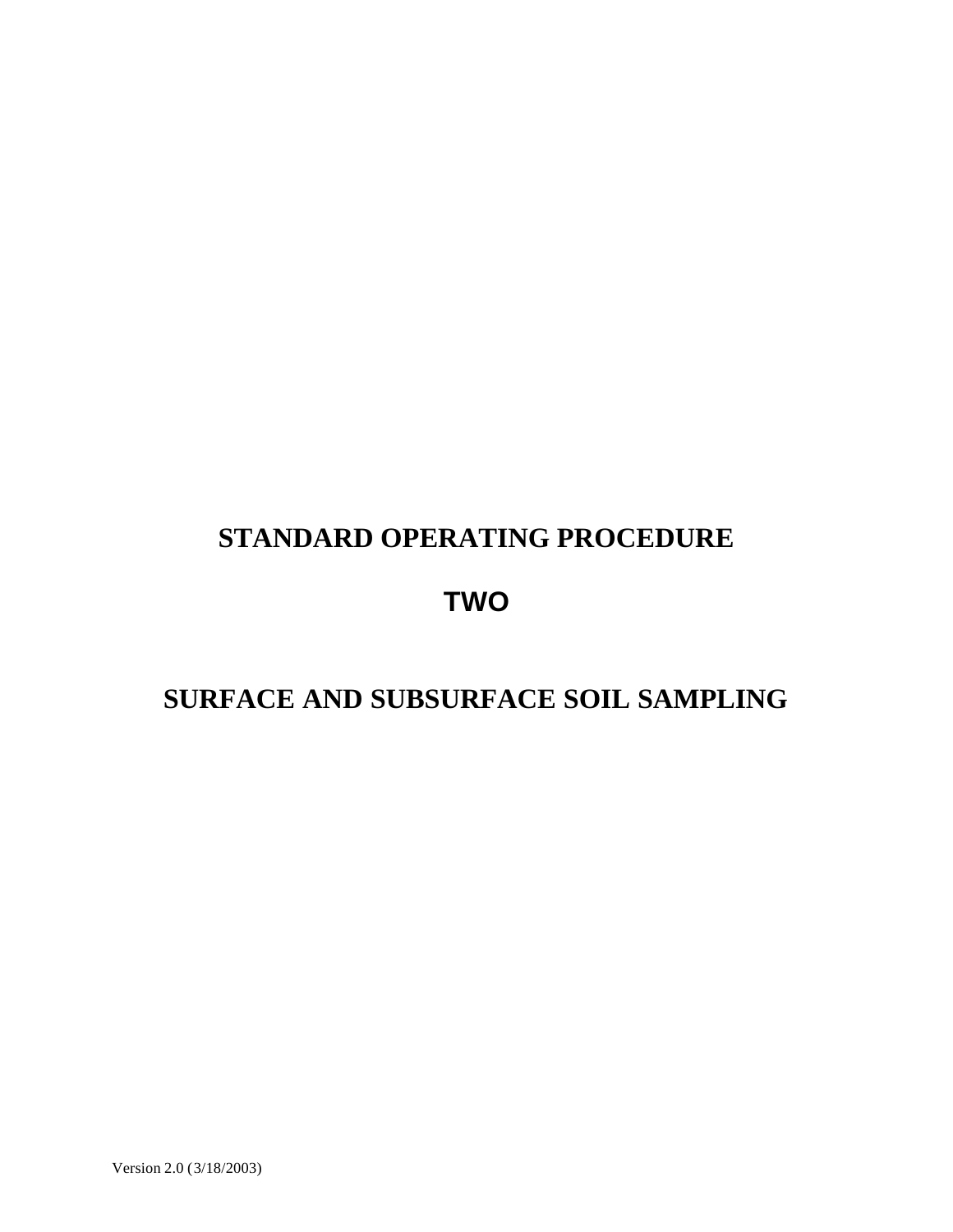# STANDARD OPERATING PROCEDURE

# TWO

# SURFACE AND SUBSURFACE SOIL SAMPLING

Version 2.0 (3/18/2003)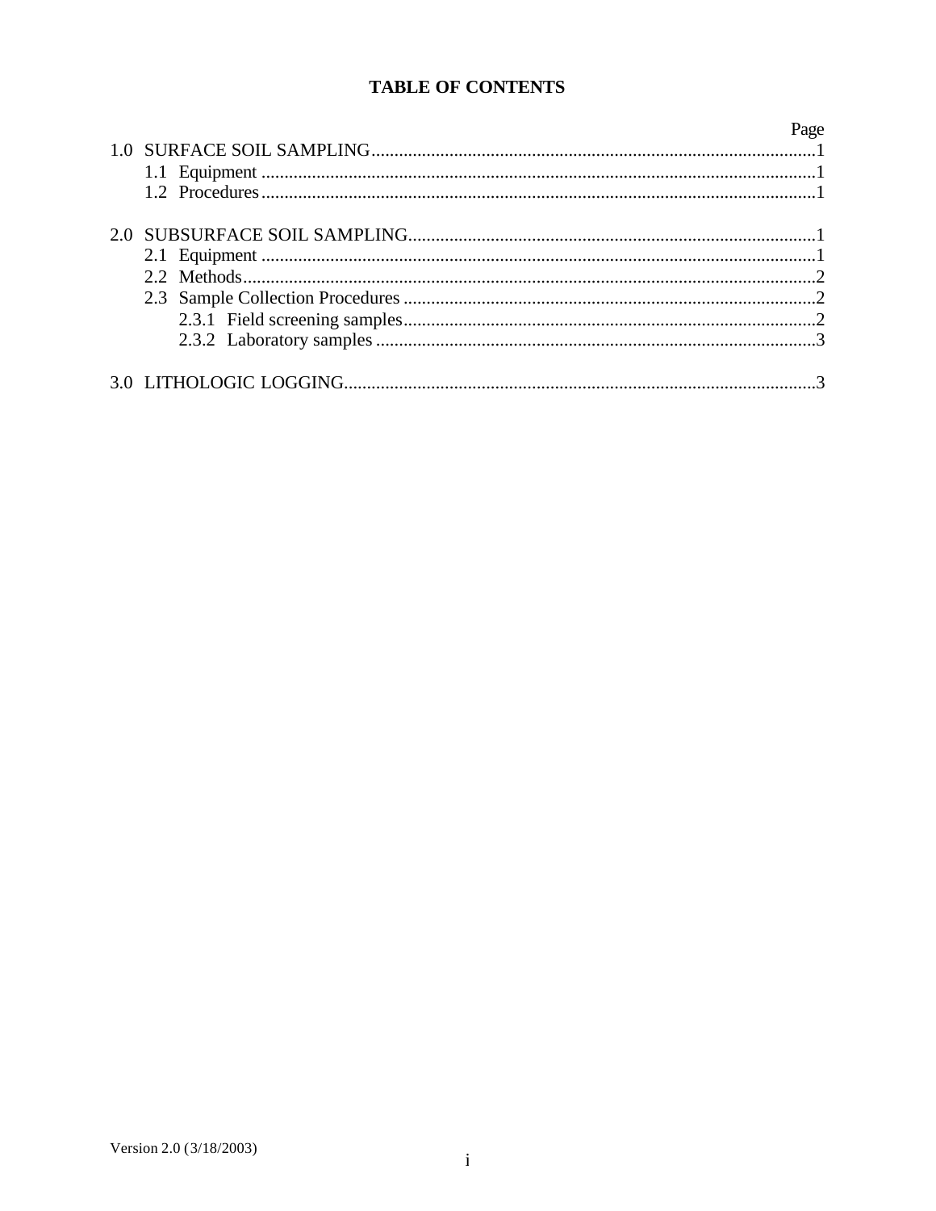# TABLE OF CONTENTS

| | Page |
|---|---|
| 1.0 SURFACE SOIL SAMPLING | 1 |
| 1.1 Equipment | 1 |
| 1.2 Procedures | 1 |
| 2.0 SUBSURFACE SOIL SAMPLING | 1 |
| 2.1 Equipment | 1 |
| 2.2 Methods | 2 |
| 2.3 Sample Collection Procedures | 2 |
| 2.3.1 Field screening samples | 2 |
| 2.3.2 Laboratory samples | 3 |
| 3.0 LITHOLOGIC LOGGING | 3 |

Version 2.0 (3/18/2003)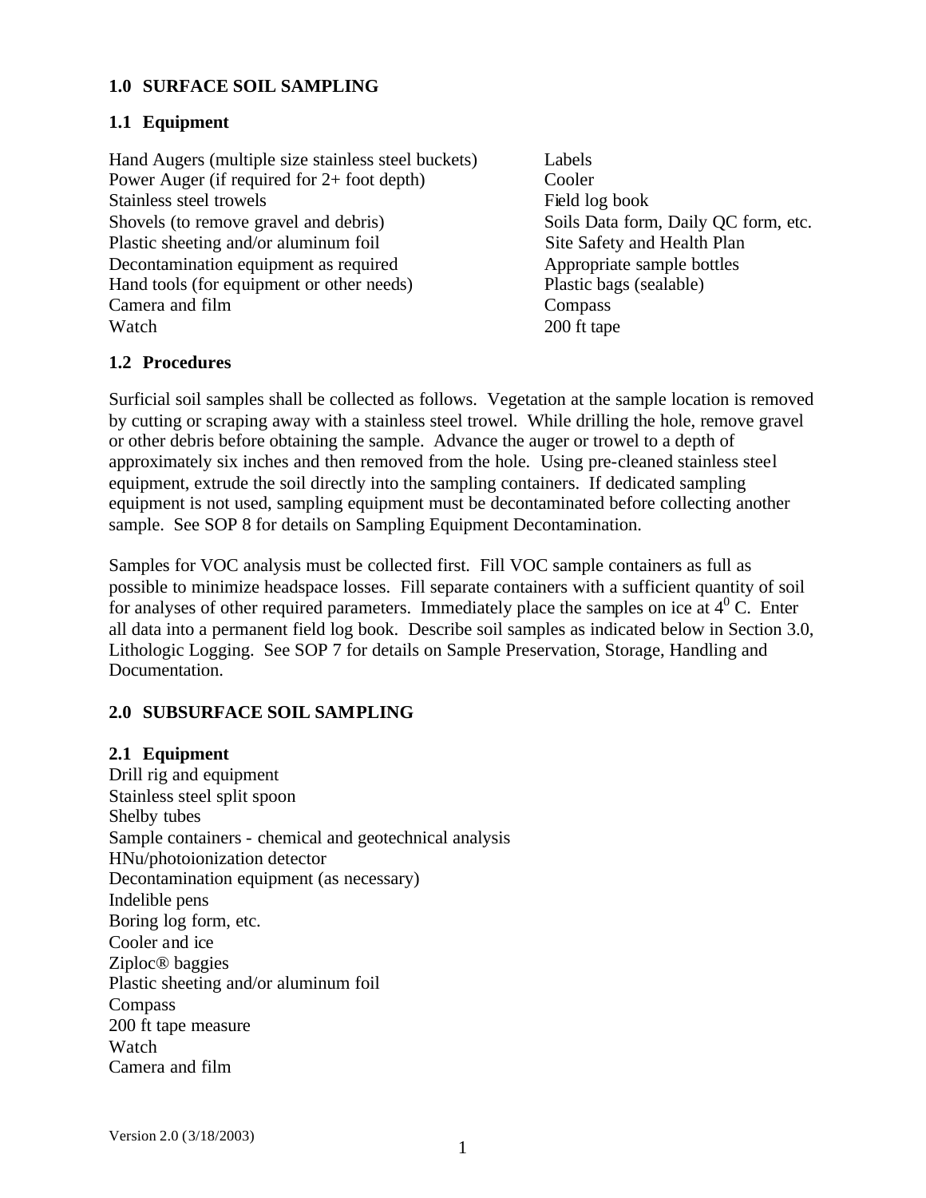## 1.0 SURFACE SOIL SAMPLING

### 1.1 Equipment

- Hand Augers (multiple size stainless steel buckets)
- Power Auger (if required for 2+ foot depth)
- Stainless steel trowels
- Shovels (to remove gravel and debris)
- Plastic sheeting and/or aluminum foil
- Decontamination equipment as required
- Hand tools (for equipment or other needs)
- Camera and film
- Watch
- Labels
- Cooler
- Field log book
- Soils Data form, Daily QC form, etc.
- Site Safety and Health Plan
- Appropriate sample bottles
- Plastic bags (sealable)
- Compass
- 200 ft tape

### 1.2 Procedures

Surficial soil samples shall be collected as follows. Vegetation at the sample location is removed by cutting or scraping away with a stainless steel trowel. While drilling the hole, remove gravel or other debris before obtaining the sample. Advance the auger or trowel to a depth of approximately six inches and then removed from the hole. Using pre-cleaned stainless steel equipment, extrude the soil directly into the sampling containers. If dedicated sampling equipment is not used, sampling equipment must be decontaminated before collecting another sample. See SOP 8 for details on Sampling Equipment Decontamination.

Samples for VOC analysis must be collected first. Fill VOC sample containers as full as possible to minimize headspace losses. Fill separate containers with a sufficient quantity of soil for analyses of other required parameters. Immediately place the samples on ice at $4^0$ C. Enter all data into a permanent field log book. Describe soil samples as indicated below in Section 3.0, Lithologic Logging. See SOP 7 for details on Sample Preservation, Storage, Handling and Documentation.

## 2.0 SUBSURFACE SOIL SAMPLING

### 2.1 Equipment

- Drill rig and equipment
- Stainless steel split spoon
- Shelby tubes
- Sample containers - chemical and geotechnical analysis
- HNu/photoionization detector
- Decontamination equipment (as necessary)
- Indelible pens
- Boring log form, etc.
- Cooler and ice
- Ziploc® baggies
- Plastic sheeting and/or aluminum foil
- Compass
- 200 ft tape measure
- Watch
- Camera and film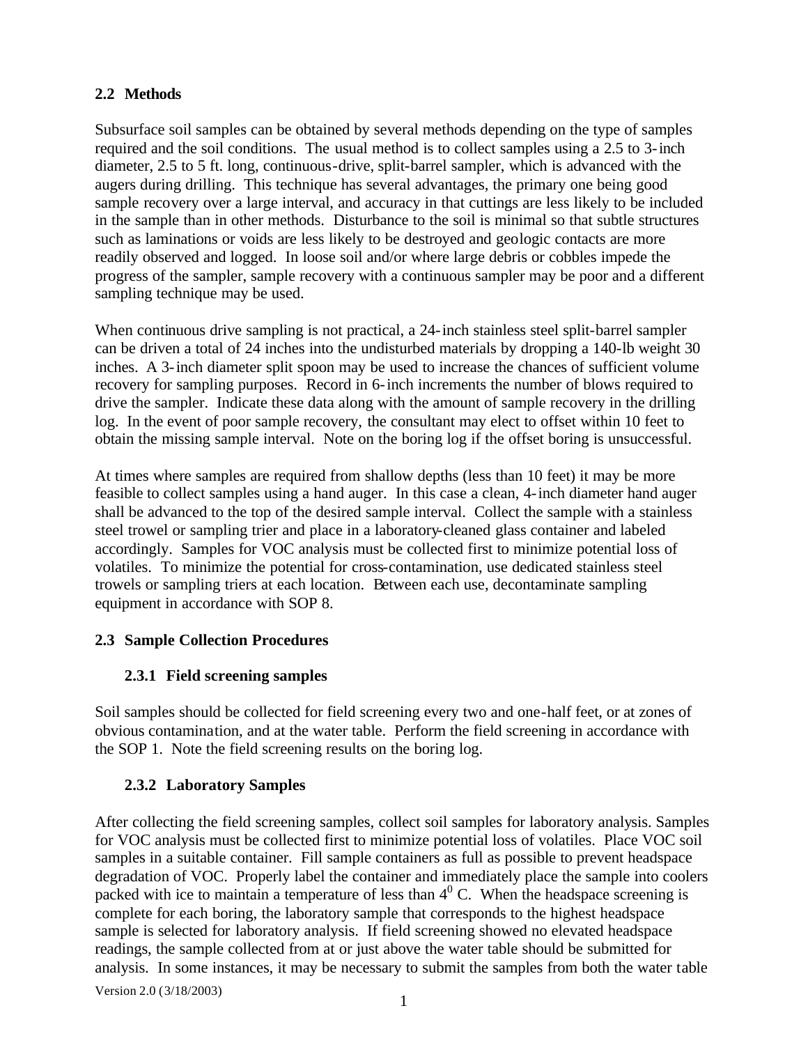## 2.2 Methods

Subsurface soil samples can be obtained by several methods depending on the type of samples required and the soil conditions. The usual method is to collect samples using a 2.5 to 3-inch diameter, 2.5 to 5 ft. long, continuous-drive, split-barrel sampler, which is advanced with the augers during drilling. This technique has several advantages, the primary one being good sample recovery over a large interval, and accuracy in that cuttings are less likely to be included in the sample than in other methods. Disturbance to the soil is minimal so that subtle structures such as laminations or voids are less likely to be destroyed and geologic contacts are more readily observed and logged. In loose soil and/or where large debris or cobbles impede the progress of the sampler, sample recovery with a continuous sampler may be poor and a different sampling technique may be used.

When continuous drive sampling is not practical, a 24-inch stainless steel split-barrel sampler can be driven a total of 24 inches into the undisturbed materials by dropping a 140-lb weight 30 inches. A 3-inch diameter split spoon may be used to increase the chances of sufficient volume recovery for sampling purposes. Record in 6-inch increments the number of blows required to drive the sampler. Indicate these data along with the amount of sample recovery in the drilling log. In the event of poor sample recovery, the consultant may elect to offset within 10 feet to obtain the missing sample interval. Note on the boring log if the offset boring is unsuccessful.

At times where samples are required from shallow depths (less than 10 feet) it may be more feasible to collect samples using a hand auger. In this case a clean, 4-inch diameter hand auger shall be advanced to the top of the desired sample interval. Collect the sample with a stainless steel trowel or sampling trier and place in a laboratory-cleaned glass container and labeled accordingly. Samples for VOC analysis must be collected first to minimize potential loss of volatiles. To minimize the potential for cross-contamination, use dedicated stainless steel trowels or sampling triers at each location. Between each use, decontaminate sampling equipment in accordance with SOP 8.

## 2.3 Sample Collection Procedures

### 2.3.1 Field screening samples

Soil samples should be collected for field screening every two and one-half feet, or at zones of obvious contamination, and at the water table. Perform the field screening in accordance with the SOP 1. Note the field screening results on the boring log.

### 2.3.2 Laboratory Samples

After collecting the field screening samples, collect soil samples for laboratory analysis. Samples for VOC analysis must be collected first to minimize potential loss of volatiles. Place VOC soil samples in a suitable container. Fill sample containers as full as possible to prevent headspace degradation of VOC. Properly label the container and immediately place the sample into coolers packed with ice to maintain a temperature of less than $4^0$ C. When the headspace screening is complete for each boring, the laboratory sample that corresponds to the highest headspace sample is selected for laboratory analysis. If field screening showed no elevated headspace readings, the sample collected from at or just above the water table should be submitted for analysis. In some instances, it may be necessary to submit the samples from both the water table

Version 2.0 (3/18/2003)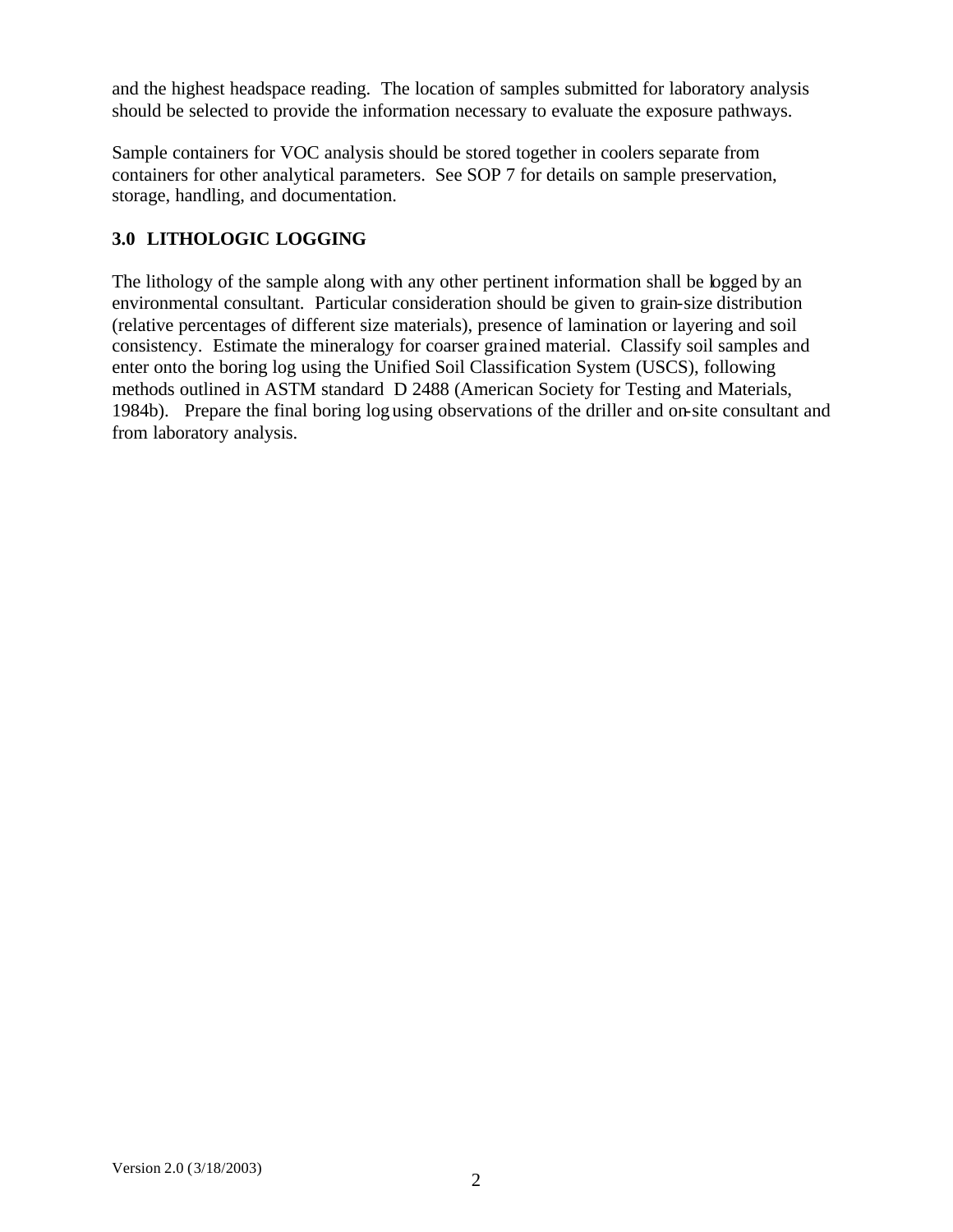and the highest headspace reading. The location of samples submitted for laboratory analysis should be selected to provide the information necessary to evaluate the exposure pathways.

Sample containers for VOC analysis should be stored together in coolers separate from containers for other analytical parameters. See SOP 7 for details on sample preservation, storage, handling, and documentation.

### 3.0 LITHOLOGIC LOGGING

The lithology of the sample along with any other pertinent information shall be logged by an environmental consultant. Particular consideration should be given to grain-size distribution (relative percentages of different size materials), presence of lamination or layering and soil consistency. Estimate the mineralogy for coarser grained material. Classify soil samples and enter onto the boring log using the Unified Soil Classification System (USCS), following methods outlined in ASTM standard D 2488 (American Society for Testing and Materials, 1984b). Prepare the final boring log using observations of the driller and on-site consultant and from laboratory analysis.